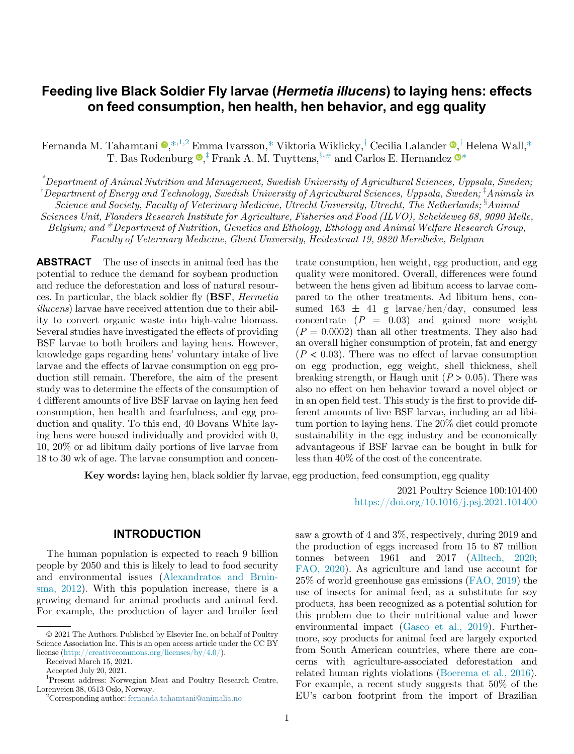# Feeding live Black Soldier Fly larvae (*Hermetia illucens*) to laying hens: effects on feed consumption, hen health, hen behavior, and egg quality

Fernanda M. Tahamtani,[*,1,2] Emma Ivarsson,[*] Viktoria Wiklicky,[†] Cecilia Lalander,[†] Helena Wall,[*] T. Bas Rodenburg,[‡] Frank A. M. Tuyttens,[§,#] and Carlos E. Hernandez[*]

[*]Department of Animal Nutrition and Management, Swedish University of Agricultural Sciences, Uppsala, Sweden; [†]Department of Energy and Technology, Swedish University of Agricultural Sciences, Uppsala, Sweden; [‡]Animals in Science and Society, Faculty of Veterinary Medicine, Utrecht University, Utrecht, The Netherlands; [§]Animal Sciences Unit, Flanders Research Institute for Agriculture, Fisheries and Food (ILVO), Scheldeweg 68, 9090 Melle, Belgium; and [#]Department of Nutrition, Genetics and Ethology, Ethology and Animal Welfare Research Group, Faculty of Veterinary Medicine, Ghent University, Heidestraat 19, 9820 Merelbeke, Belgium

**ABSTRACT** The use of insects in animal feed has the potential to reduce the demand for soybean production and reduce the deforestation and loss of natural resources. In particular, the black soldier fly (**BSF**, *Hermetia illucens*) larvae have received attention due to their ability to convert organic waste into high-value biomass. Several studies have investigated the effects of providing BSF larvae to both broilers and laying hens. However, knowledge gaps regarding hens' voluntary intake of live larvae and the effects of larvae consumption on egg production still remain. Therefore, the aim of the present study was to determine the effects of the consumption of 4 different amounts of live BSF larvae on laying hen feed consumption, hen health and fearfulness, and egg production and quality. To this end, 40 Bovans White laying hens were housed individually and provided with 0, 10, 20% or ad libitum daily portions of live larvae from 18 to 30 wk of age. The larvae consumption and concentrate consumption, hen weight, egg production, and egg quality were monitored. Overall, differences were found between the hens given ad libitum access to larvae compared to the other treatments. Ad libitum hens, consumed 163 ± 41 g larvae/hen/day, consumed less concentrate ($P$ = 0.03) and gained more weight ($P$ = 0.0002) than all other treatments. They also had an overall higher consumption of protein, fat and energy ($P$ < 0.03). There was no effect of larvae consumption on egg production, egg weight, shell thickness, shell breaking strength, or Haugh unit ($P$ > 0.05). There was also no effect on hen behavior toward a novel object or in an open field test. This study is the first to provide different amounts of live BSF larvae, including an ad libitum portion to laying hens. The 20% diet could promote sustainability in the egg industry and be economically advantageous if BSF larvae can be bought in bulk for less than 40% of the cost of the concentrate.

**Key words:** laying hen, black soldier fly larvae, egg production, feed consumption, egg quality

2021 Poultry Science 100:101400
https://doi.org/10.1016/j.psj.2021.101400

## INTRODUCTION

The human population is expected to reach 9 billion people by 2050 and this is likely to lead to food security and environmental issues (Alexandratos and Bruinsma, 2012). With this population increase, there is a growing demand for animal products and animal feed. For example, the production of layer and broiler feed saw a growth of 4 and 3%, respectively, during 2019 and the production of eggs increased from 15 to 87 million tonnes between 1961 and 2017 (Alltech, 2020; FAO, 2020). As agriculture and land use account for 25% of world greenhouse gas emissions (FAO, 2019) the use of insects for animal feed, as a substitute for soy products, has been recognized as a potential solution for this problem due to their nutritional value and lower environmental impact (Gasco et al., 2019). Furthermore, soy products for animal feed are largely exported from South American countries, where there are concerns with agriculture-associated deforestation and related human rights violations (Boerema et al., 2016). For example, a recent study suggests that 50% of the EU's carbon footprint from the import of Brazilian

© 2021 The Authors. Published by Elsevier Inc. on behalf of Poultry Science Association Inc. This is an open access article under the CC BY license (http://creativecommons.org/licenses/by/4.0/).

Received March 15, 2021.

Accepted July 20, 2021.

[1]Present address: Norwegian Meat and Poultry Research Centre, Lorenveien 38, 0513 Oslo, Norway.

[2]Corresponding author: fernanda.tahamtani@animalia.no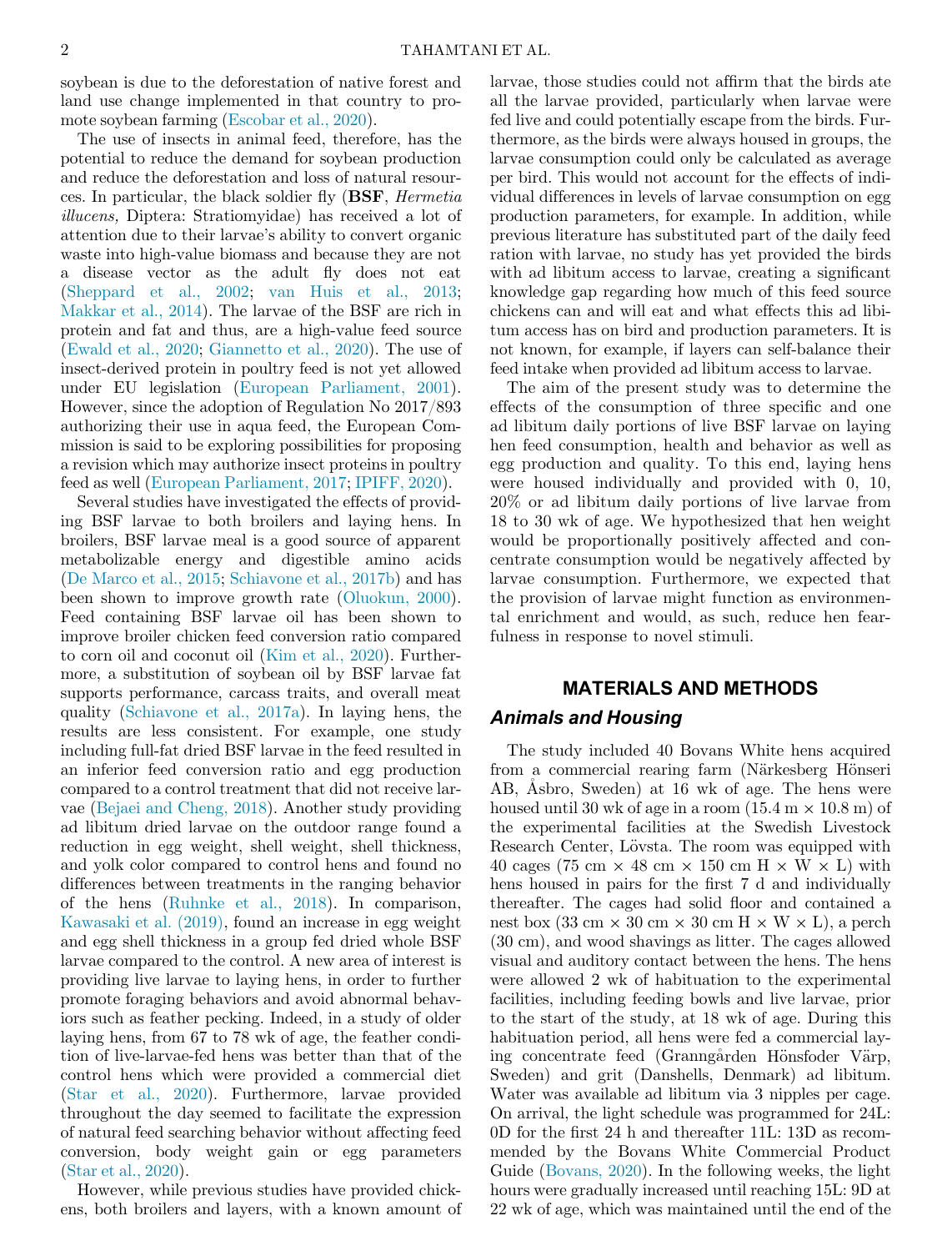soybean is due to the deforestation of native forest and land use change implemented in that country to promote soybean farming (Escobar et al., 2020).

The use of insects in animal feed, therefore, has the potential to reduce the demand for soybean production and reduce the deforestation and loss of natural resources. In particular, the black soldier fly (**BSF**, *Hermetia illucens,* Diptera: Stratiomyidae) has received a lot of attention due to their larvae's ability to convert organic waste into high-value biomass and because they are not a disease vector as the adult fly does not eat (Sheppard et al., 2002; van Huis et al., 2013; Makkar et al., 2014). The larvae of the BSF are rich in protein and fat and thus, are a high-value feed source (Ewald et al., 2020; Giannetto et al., 2020). The use of insect-derived protein in poultry feed is not yet allowed under EU legislation (European Parliament, 2001). However, since the adoption of Regulation No 2017/893 authorizing their use in aqua feed, the European Commission is said to be exploring possibilities for proposing a revision which may authorize insect proteins in poultry feed as well (European Parliament, 2017; IPIFF, 2020).

Several studies have investigated the effects of providing BSF larvae to both broilers and laying hens. In broilers, BSF larvae meal is a good source of apparent metabolizable energy and digestible amino acids (De Marco et al., 2015; Schiavone et al., 2017b) and has been shown to improve growth rate (Oluokun, 2000). Feed containing BSF larvae oil has been shown to improve broiler chicken feed conversion ratio compared to corn oil and coconut oil (Kim et al., 2020). Furthermore, a substitution of soybean oil by BSF larvae fat supports performance, carcass traits, and overall meat quality (Schiavone et al., 2017a). In laying hens, the results are less consistent. For example, one study including full-fat dried BSF larvae in the feed resulted in an inferior feed conversion ratio and egg production compared to a control treatment that did not receive larvae (Bejaei and Cheng, 2018). Another study providing ad libitum dried larvae on the outdoor range found a reduction in egg weight, shell weight, shell thickness, and yolk color compared to control hens and found no differences between treatments in the ranging behavior of the hens (Ruhnke et al., 2018). In comparison, Kawasaki et al. (2019), found an increase in egg weight and egg shell thickness in a group fed dried whole BSF larvae compared to the control. A new area of interest is providing live larvae to laying hens, in order to further promote foraging behaviors and avoid abnormal behaviors such as feather pecking. Indeed, in a study of older laying hens, from 67 to 78 wk of age, the feather condition of live-larvae-fed hens was better than that of the control hens which were provided a commercial diet (Star et al., 2020). Furthermore, larvae provided throughout the day seemed to facilitate the expression of natural feed searching behavior without affecting feed conversion, body weight gain or egg parameters (Star et al., 2020).

However, while previous studies have provided chickens, both broilers and layers, with a known amount of larvae, those studies could not affirm that the birds ate all the larvae provided, particularly when larvae were fed live and could potentially escape from the birds. Furthermore, as the birds were always housed in groups, the larvae consumption could only be calculated as average per bird. This would not account for the effects of individual differences in levels of larvae consumption on egg production parameters, for example. In addition, while previous literature has substituted part of the daily feed ration with larvae, no study has yet provided the birds with ad libitum access to larvae, creating a significant knowledge gap regarding how much of this feed source chickens can and will eat and what effects this ad libitum access has on bird and production parameters. It is not known, for example, if layers can self-balance their feed intake when provided ad libitum access to larvae.

The aim of the present study was to determine the effects of the consumption of three specific and one ad libitum daily portions of live BSF larvae on laying hen feed consumption, health and behavior as well as egg production and quality. To this end, laying hens were housed individually and provided with 0, 10, 20% or ad libitum daily portions of live larvae from 18 to 30 wk of age. We hypothesized that hen weight would be proportionally positively affected and concentrate consumption would be negatively affected by larvae consumption. Furthermore, we expected that the provision of larvae might function as environmental enrichment and would, as such, reduce hen fearfulness in response to novel stimuli.

## MATERIALS AND METHODS

### *Animals and Housing*

The study included 40 Bovans White hens acquired from a commercial rearing farm (Närkesberg Hönseri AB, Åsbro, Sweden) at 16 wk of age. The hens were housed until 30 wk of age in a room (15.4 m × 10.8 m) of the experimental facilities at the Swedish Livestock Research Center, Lövsta. The room was equipped with 40 cages (75 cm × 48 cm × 150 cm H × W × L) with hens housed in pairs for the first 7 d and individually thereafter. The cages had solid floor and contained a nest box (33 cm × 30 cm × 30 cm H × W × L), a perch (30 cm), and wood shavings as litter. The cages allowed visual and auditory contact between the hens. The hens were allowed 2 wk of habituation to the experimental facilities, including feeding bowls and live larvae, prior to the start of the study, at 18 wk of age. During this habituation period, all hens were fed a commercial laying concentrate feed (Granngården Hönsfoder Värp, Sweden) and grit (Danshells, Denmark) ad libitum. Water was available ad libitum via 3 nipples per cage. On arrival, the light schedule was programmed for 24L: 0D for the first 24 h and thereafter 11L: 13D as recommended by the Bovans White Commercial Product Guide (Bovans, 2020). In the following weeks, the light hours were gradually increased until reaching 15L: 9D at 22 wk of age, which was maintained until the end of the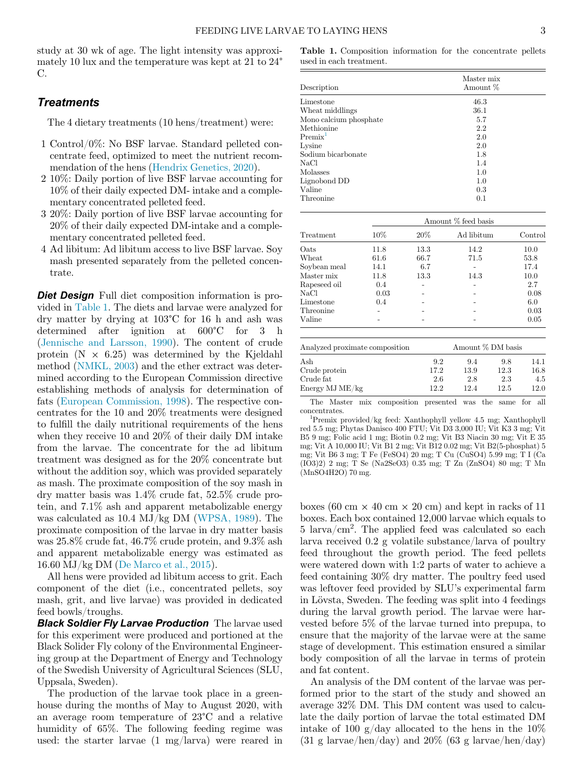study at 30 wk of age. The light intensity was approximately 10 lux and the temperature was kept at 21 to 24°C.

## Treatments

The 4 dietary treatments (10 hens/treatment) were:

1. Control/0%: No BSF larvae. Standard pelleted concentrate feed, optimized to meet the nutrient recommendation of the hens (Hendrix Genetics, 2020).
2. 10%: Daily portion of live BSF larvae accounting for 10% of their daily expected DM- intake and a complementary concentrated pelleted feed.
3. 20%: Daily portion of live BSF larvae accounting for 20% of their daily expected DM-intake and a complementary concentrated pelleted feed.
4. Ad libitum: Ad libitum access to live BSF larvae. Soy mash presented separately from the pelleted concentrate.

***Diet Design*** Full diet composition information is provided in Table 1. The diets and larvae were analyzed for dry matter by drying at 103°C for 16 h and ash was determined after ignition at 600°C for 3 h (Jennische and Larsson, 1990). The content of crude protein (N × 6.25) was determined by the Kjeldahl method (NMKL, 2003) and the ether extract was determined according to the European Commission directive establishing methods of analysis for determination of fats (European Commission, 1998). The respective concentrates for the 10 and 20% treatments were designed to fulfill the daily nutritional requirements of the hens when they receive 10 and 20% of their daily DM intake from the larvae. The concentrate for the ad libitum treatment was designed as for the 20% concentrate but without the addition soy, which was provided separately as mash. The proximate composition of the soy mash in dry matter basis was 1.4% crude fat, 52.5% crude protein, and 7.1% ash and apparent metabolizable energy was calculated as 10.4 MJ/kg DM (WPSA, 1989). The proximate composition of the larvae in dry matter basis was 25.8% crude fat, 46.7% crude protein, and 9.3% ash and apparent metabolizable energy was estimated as 16.60 MJ/kg DM (De Marco et al., 2015).

All hens were provided ad libitum access to grit. Each component of the diet (i.e., concentrated pellets, soy mash, grit, and live larvae) was provided in dedicated feed bowls/troughs.

***Black Soldier Fly Larvae Production*** The larvae used for this experiment were produced and portioned at the Black Solider Fly colony of the Environmental Engineering group at the Department of Energy and Technology of the Swedish University of Agricultural Sciences (SLU, Uppsala, Sweden).

The production of the larvae took place in a greenhouse during the months of May to August 2020, with an average room temperature of 23°C and a relative humidity of 65%. The following feeding regime was used: the starter larvae (1 mg/larva) were reared in boxes (60 cm × 40 cm × 20 cm) and kept in racks of 11 boxes. Each box contained 12,000 larvae which equals to 5 larva/cm$^2$. The applied feed was calculated so each larva received 0.2 g volatile substance/larva of poultry feed throughout the growth period. The feed pellets were watered down with 1:2 parts of water to achieve a feed containing 30% dry matter. The poultry feed used was leftover feed provided by SLU's experimental farm in Lövsta, Sweden. The feeding was split into 4 feedings during the larval growth period. The larvae were harvested before 5% of the larvae turned into prepupa, to ensure that the majority of the larvae were at the same stage of development. This estimation ensured a similar body composition of all the larvae in terms of protein and fat content.

An analysis of the DM content of the larvae was performed prior to the start of the study and showed an average 32% DM. This DM content was used to calculate the daily portion of larvae the total estimated DM intake of 100 g/day allocated to the hens in the 10% (31 g larvae/hen/day) and 20% (63 g larvae/hen/day)

**Table 1.** Composition information for the concentrate pellets used in each treatment.

| Description | Master mix Amount % |
|---|---|
| Limestone | 46.3 |
| Wheat middlings | 36.1 |
| Mono calcium phosphate | 5.7 |
| Methionine | 2.2 |
| Premix[1] | 2.0 |
| Lysine | 2.0 |
| Sodium bicarbonate | 1.8 |
| NaCl | 1.4 |
| Molasses | 1.0 |
| Lignobond DD | 1.0 |
| Valine | 0.3 |
| Threonine | 0.1 |

| | Amount % feed basis | | | |
|---|---|---|---|---|
| Treatment | 10% | 20% | Ad libitum | Control |
| Oats | 11.8 | 13.3 | 14.2 | 10.0 |
| Wheat | 61.6 | 66.7 | 71.5 | 53.8 |
| Soybean meal | 14.1 | 6.7 | - | 17.4 |
| Master mix | 11.8 | 13.3 | 14.3 | 10.0 |
| Rapeseed oil | 0.4 | - | - | 2.7 |
| NaCl | 0.03 | - | - | 0.08 |
| Limestone | 0.4 | - | - | 6.0 |
| Threonine | - | - | - | 0.03 |
| Valine | - | - | - | 0.05 |

| Analyzed proximate composition | Amount % DM basis | | | |
|---|---|---|---|---|
| Ash | 9.2 | 9.4 | 9.8 | 14.1 |
| Crude protein | 17.2 | 13.9 | 12.3 | 16.8 |
| Crude fat | 2.6 | 2.8 | 2.3 | 4.5 |
| Energy MJ ME/kg | 12.2 | 12.4 | 12.5 | 12.0 |

The Master mix composition presented was the same for all concentrates.

[1]Premix provided/kg feed: Xanthophyll yellow 4.5 mg; Xanthophyll red 5.5 mg; Phytas Danisco 400 FTU; Vit D3 3,000 IU; Vit K3 3 mg; Vit B5 9 mg; Folic acid 1 mg; Biotin 0.2 mg; Vit B3 Niacin 30 mg; Vit E 35 mg; Vit A 10,000 IU; Vit B1 2 mg; Vit B12 0.02 mg; Vit B2(5-phosphat) 5 mg; Vit B6 3 mg; T Fe ($FeSO_4$) 20 mg; T Cu ($CuSO_4$) 5.99 mg; T I ($Ca(IO_3)_2$) 2 mg; T Se ($Na_2SeO_3$) 0.35 mg; T Zn ($ZnSO_4$) 80 mg; T Mn ($MnSO_4H_2O$) 70 mg.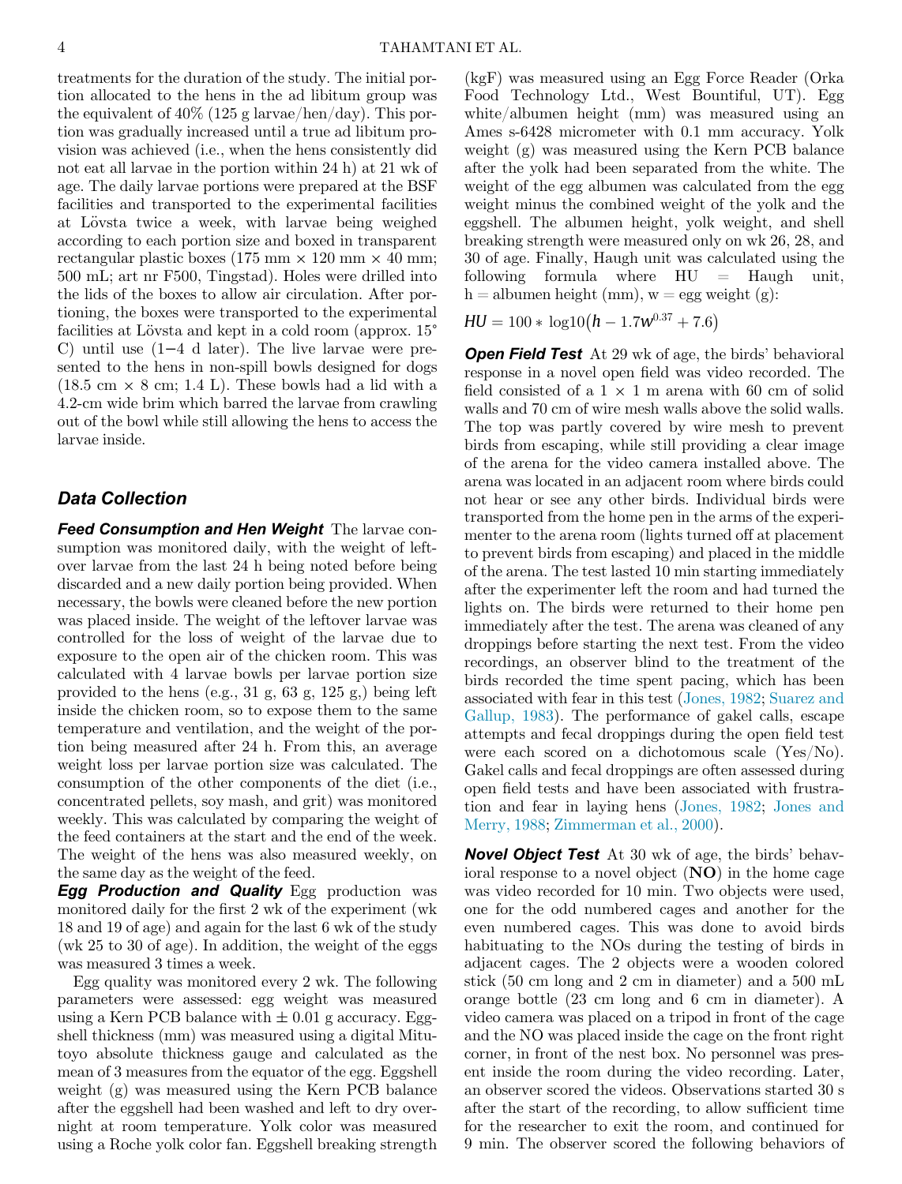treatments for the duration of the study. The initial portion allocated to the hens in the ad libitum group was the equivalent of 40% (125 g larvae/hen/day). This portion was gradually increased until a true ad libitum provision was achieved (i.e., when the hens consistently did not eat all larvae in the portion within 24 h) at 21 wk of age. The daily larvae portions were prepared at the BSF facilities and transported to the experimental facilities at Lövsta twice a week, with larvae being weighed according to each portion size and boxed in transparent rectangular plastic boxes (175 mm × 120 mm × 40 mm; 500 mL; art nr F500, Tingstad). Holes were drilled into the lids of the boxes to allow air circulation. After portioning, the boxes were transported to the experimental facilities at Lövsta and kept in a cold room (approx. 15° C) until use (1−4 d later). The live larvae were presented to the hens in non-spill bowls designed for dogs (18.5 cm × 8 cm; 1.4 L). These bowls had a lid with a 4.2-cm wide brim which barred the larvae from crawling out of the bowl while still allowing the hens to access the larvae inside.

## Data Collection

***Feed Consumption and Hen Weight*** The larvae consumption was monitored daily, with the weight of leftover larvae from the last 24 h being noted before being discarded and a new daily portion being provided. When necessary, the bowls were cleaned before the new portion was placed inside. The weight of the leftover larvae was controlled for the loss of weight of the larvae due to exposure to the open air of the chicken room. This was calculated with 4 larvae bowls per larvae portion size provided to the hens (e.g., 31 g, 63 g, 125 g,) being left inside the chicken room, so to expose them to the same temperature and ventilation, and the weight of the portion being measured after 24 h. From this, an average weight loss per larvae portion size was calculated. The consumption of the other components of the diet (i.e., concentrated pellets, soy mash, and grit) was monitored weekly. This was calculated by comparing the weight of the feed containers at the start and the end of the week. The weight of the hens was also measured weekly, on the same day as the weight of the feed.

***Egg Production and Quality*** Egg production was monitored daily for the first 2 wk of the experiment (wk 18 and 19 of age) and again for the last 6 wk of the study (wk 25 to 30 of age). In addition, the weight of the eggs was measured 3 times a week.

Egg quality was monitored every 2 wk. The following parameters were assessed: egg weight was measured using a Kern PCB balance with ± 0.01 g accuracy. Eggshell thickness (mm) was measured using a digital Mitutoyo absolute thickness gauge and calculated as the mean of 3 measures from the equator of the egg. Eggshell weight (g) was measured using the Kern PCB balance after the eggshell had been washed and left to dry overnight at room temperature. Yolk color was measured using a Roche yolk color fan. Eggshell breaking strength (kgF) was measured using an Egg Force Reader (Orka Food Technology Ltd., West Bountiful, UT). Egg white/albumen height (mm) was measured using an Ames s-6428 micrometer with 0.1 mm accuracy. Yolk weight (g) was measured using the Kern PCB balance after the yolk had been separated from the white. The weight of the egg albumen was calculated from the egg weight minus the combined weight of the yolk and the eggshell. The albumen height, yolk weight, and shell breaking strength were measured only on wk 26, 28, and 30 of age. Finally, Haugh unit was calculated using the following formula where HU = Haugh unit, h = albumen height (mm), w = egg weight (g):

$$HU = 100 * \log 10\left(h - 1.7w^{0.37} + 7.6\right)$$

***Open Field Test*** At 29 wk of age, the birds' behavioral response in a novel open field was video recorded. The field consisted of a 1 × 1 m arena with 60 cm of solid walls and 70 cm of wire mesh walls above the solid walls. The top was partly covered by wire mesh to prevent birds from escaping, while still providing a clear image of the arena for the video camera installed above. The arena was located in an adjacent room where birds could not hear or see any other birds. Individual birds were transported from the home pen in the arms of the experimenter to the arena room (lights turned off at placement to prevent birds from escaping) and placed in the middle of the arena. The test lasted 10 min starting immediately after the experimenter left the room and had turned the lights on. The birds were returned to their home pen immediately after the test. The arena was cleaned of any droppings before starting the next test. From the video recordings, an observer blind to the treatment of the birds recorded the time spent pacing, which has been associated with fear in this test (Jones, 1982; Suarez and Gallup, 1983). The performance of gakel calls, escape attempts and fecal droppings during the open field test were each scored on a dichotomous scale (Yes/No). Gakel calls and fecal droppings are often assessed during open field tests and have been associated with frustration and fear in laying hens (Jones, 1982; Jones and Merry, 1988; Zimmerman et al., 2000).

***Novel Object Test*** At 30 wk of age, the birds' behavioral response to a novel object (**NO**) in the home cage was video recorded for 10 min. Two objects were used, one for the odd numbered cages and another for the even numbered cages. This was done to avoid birds habituating to the NOs during the testing of birds in adjacent cages. The 2 objects were a wooden colored stick (50 cm long and 2 cm in diameter) and a 500 mL orange bottle (23 cm long and 6 cm in diameter). A video camera was placed on a tripod in front of the cage and the NO was placed inside the cage on the front right corner, in front of the nest box. No personnel was present inside the room during the video recording. Later, an observer scored the videos. Observations started 30 s after the start of the recording, to allow sufficient time for the researcher to exit the room, and continued for 9 min. The observer scored the following behaviors of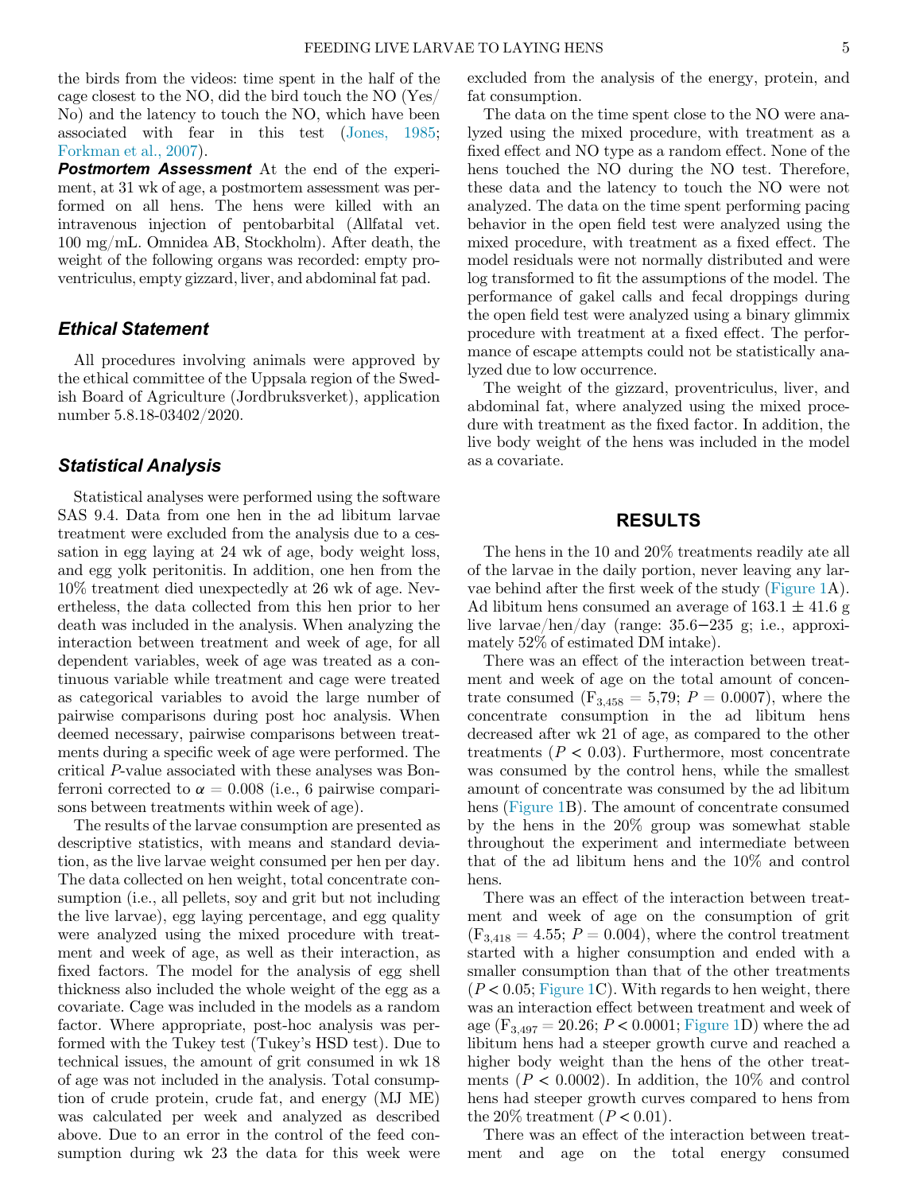the birds from the videos: time spent in the half of the cage closest to the NO, did the bird touch the NO (Yes/No) and the latency to touch the NO, which have been associated with fear in this test (Jones, 1985; Forkman et al., 2007).

***Postmortem Assessment*** At the end of the experiment, at 31 wk of age, a postmortem assessment was performed on all hens. The hens were killed with an intravenous injection of pentobarbital (Allfatal vet. 100 mg/mL. Omnidea AB, Stockholm). After death, the weight of the following organs was recorded: empty proventriculus, empty gizzard, liver, and abdominal fat pad.

## Ethical Statement

All procedures involving animals were approved by the ethical committee of the Uppsala region of the Swedish Board of Agriculture (Jordbruksverket), application number 5.8.18-03402/2020.

## Statistical Analysis

Statistical analyses were performed using the software SAS 9.4. Data from one hen in the ad libitum larvae treatment were excluded from the analysis due to a cessation in egg laying at 24 wk of age, body weight loss, and egg yolk peritonitis. In addition, one hen from the 10% treatment died unexpectedly at 26 wk of age. Nevertheless, the data collected from this hen prior to her death was included in the analysis. When analyzing the interaction between treatment and week of age, for all dependent variables, week of age was treated as a continuous variable while treatment and cage were treated as categorical variables to avoid the large number of pairwise comparisons during post hoc analysis. When deemed necessary, pairwise comparisons between treatments during a specific week of age were performed. The critical $P$-value associated with these analyses was Bonferroni corrected to $\alpha = 0.008$ (i.e., 6 pairwise comparisons between treatments within week of age).

The results of the larvae consumption are presented as descriptive statistics, with means and standard deviation, as the live larvae weight consumed per hen per day. The data collected on hen weight, total concentrate consumption (i.e., all pellets, soy and grit but not including the live larvae), egg laying percentage, and egg quality were analyzed using the mixed procedure with treatment and week of age, as well as their interaction, as fixed factors. The model for the analysis of egg shell thickness also included the whole weight of the egg as a covariate. Cage was included in the models as a random factor. Where appropriate, post-hoc analysis was performed with the Tukey test (Tukey's HSD test). Due to technical issues, the amount of grit consumed in wk 18 of age was not included in the analysis. Total consumption of crude protein, crude fat, and energy (MJ ME) was calculated per week and analyzed as described above. Due to an error in the control of the feed consumption during wk 23 the data for this week were excluded from the analysis of the energy, protein, and fat consumption.

The data on the time spent close to the NO were analyzed using the mixed procedure, with treatment as a fixed effect and NO type as a random effect. None of the hens touched the NO during the NO test. Therefore, these data and the latency to touch the NO were not analyzed. The data on the time spent performing pacing behavior in the open field test were analyzed using the mixed procedure, with treatment as a fixed effect. The model residuals were not normally distributed and were log transformed to fit the assumptions of the model. The performance of gakel calls and fecal droppings during the open field test were analyzed using a binary glimmix procedure with treatment at a fixed effect. The performance of escape attempts could not be statistically analyzed due to low occurrence.

The weight of the gizzard, proventriculus, liver, and abdominal fat, where analyzed using the mixed procedure with treatment as the fixed factor. In addition, the live body weight of the hens was included in the model as a covariate.

# RESULTS

The hens in the 10 and 20% treatments readily ate all of the larvae in the daily portion, never leaving any larvae behind after the first week of the study (Figure 1A). Ad libitum hens consumed an average of $163.1 \pm 41.6$ g live larvae/hen/day (range: 35.6−235 g; i.e., approximately 52% of estimated DM intake).

There was an effect of the interaction between treatment and week of age on the total amount of concentrate consumed ($F_{3,458} = 5{,}79$; $P = 0.0007$), where the concentrate consumption in the ad libitum hens decreased after wk 21 of age, as compared to the other treatments ($P < 0.03$). Furthermore, most concentrate was consumed by the control hens, while the smallest amount of concentrate was consumed by the ad libitum hens (Figure 1B). The amount of concentrate consumed by the hens in the 20% group was somewhat stable throughout the experiment and intermediate between that of the ad libitum hens and the 10% and control hens.

There was an effect of the interaction between treatment and week of age on the consumption of grit ($F_{3,418} = 4.55$; $P = 0.004$), where the control treatment started with a higher consumption and ended with a smaller consumption than that of the other treatments ($P < 0.05$; Figure 1C). With regards to hen weight, there was an interaction effect between treatment and week of age ($F_{3,497} = 20.26$; $P < 0.0001$; Figure 1D) where the ad libitum hens had a steeper growth curve and reached a higher body weight than the hens of the other treatments ($P < 0.0002$). In addition, the 10% and control hens had steeper growth curves compared to hens from the 20% treatment ($P < 0.01$).

There was an effect of the interaction between treatment and age on the total energy consumed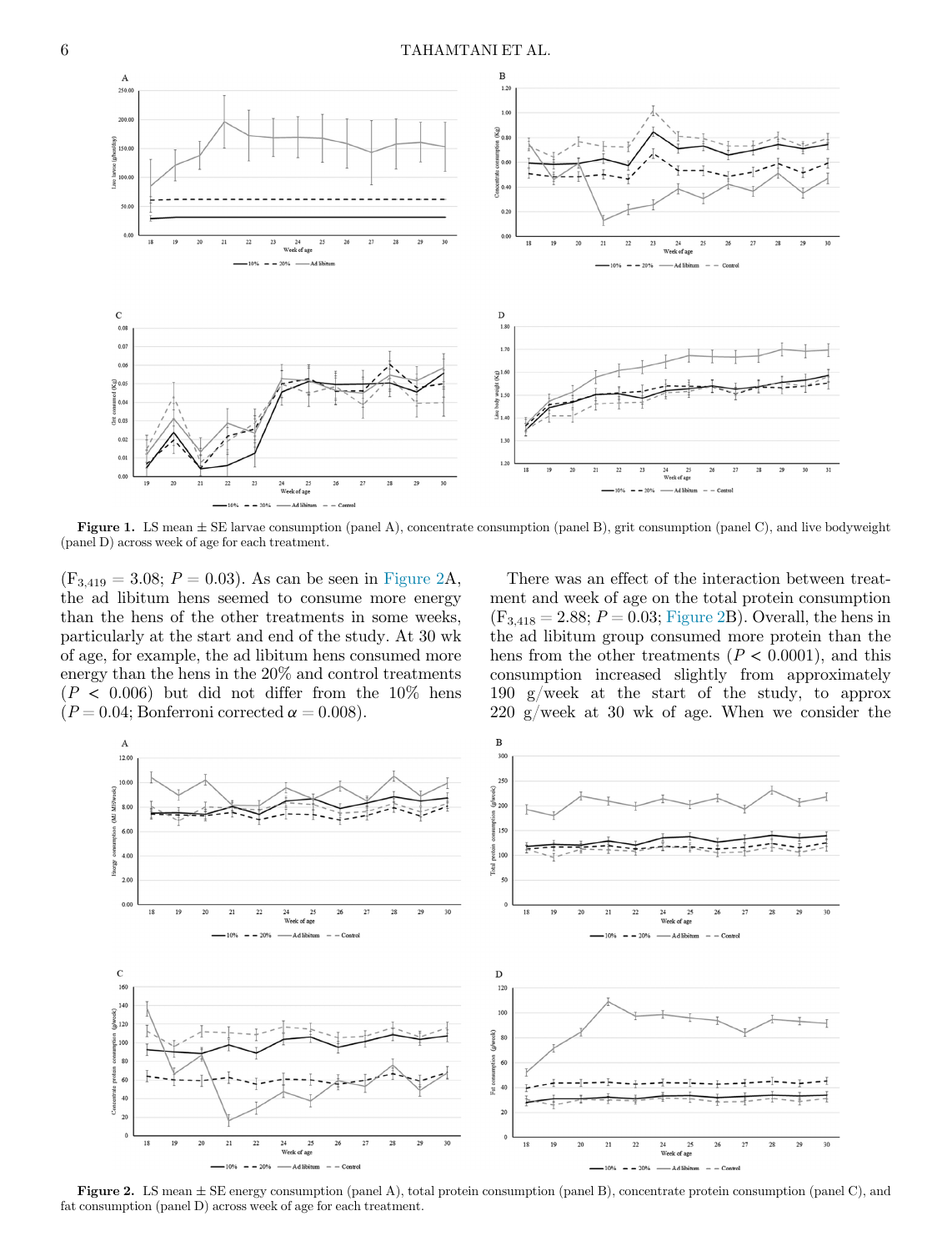**Figure 1.** LS mean ± SE larvae consumption (panel A), concentrate consumption (panel B), grit consumption (panel C), and live bodyweight (panel D) across week of age for each treatment.

($F_{3,419} = 3.08$; $P = 0.03$). As can be seen in Figure 2A, the ad libitum hens seemed to consume more energy than the hens of the other treatments in some weeks, particularly at the start and end of the study. At 30 wk of age, for example, the ad libitum hens consumed more energy than the hens in the 20% and control treatments ($P < 0.006$) but did not differ from the 10% hens ($P = 0.04$; Bonferroni corrected $\alpha = 0.008$).

There was an effect of the interaction between treatment and week of age on the total protein consumption ($F_{3,418} = 2.88$; $P = 0.03$; Figure 2B). Overall, the hens in the ad libitum group consumed more protein than the hens from the other treatments ($P < 0.0001$), and this consumption increased slightly from approximately 190 g/week at the start of the study, to approx 220 g/week at 30 wk of age. When we consider the

**Figure 2.** LS mean ± SE energy consumption (panel A), total protein consumption (panel B), concentrate protein consumption (panel C), and fat consumption (panel D) across week of age for each treatment.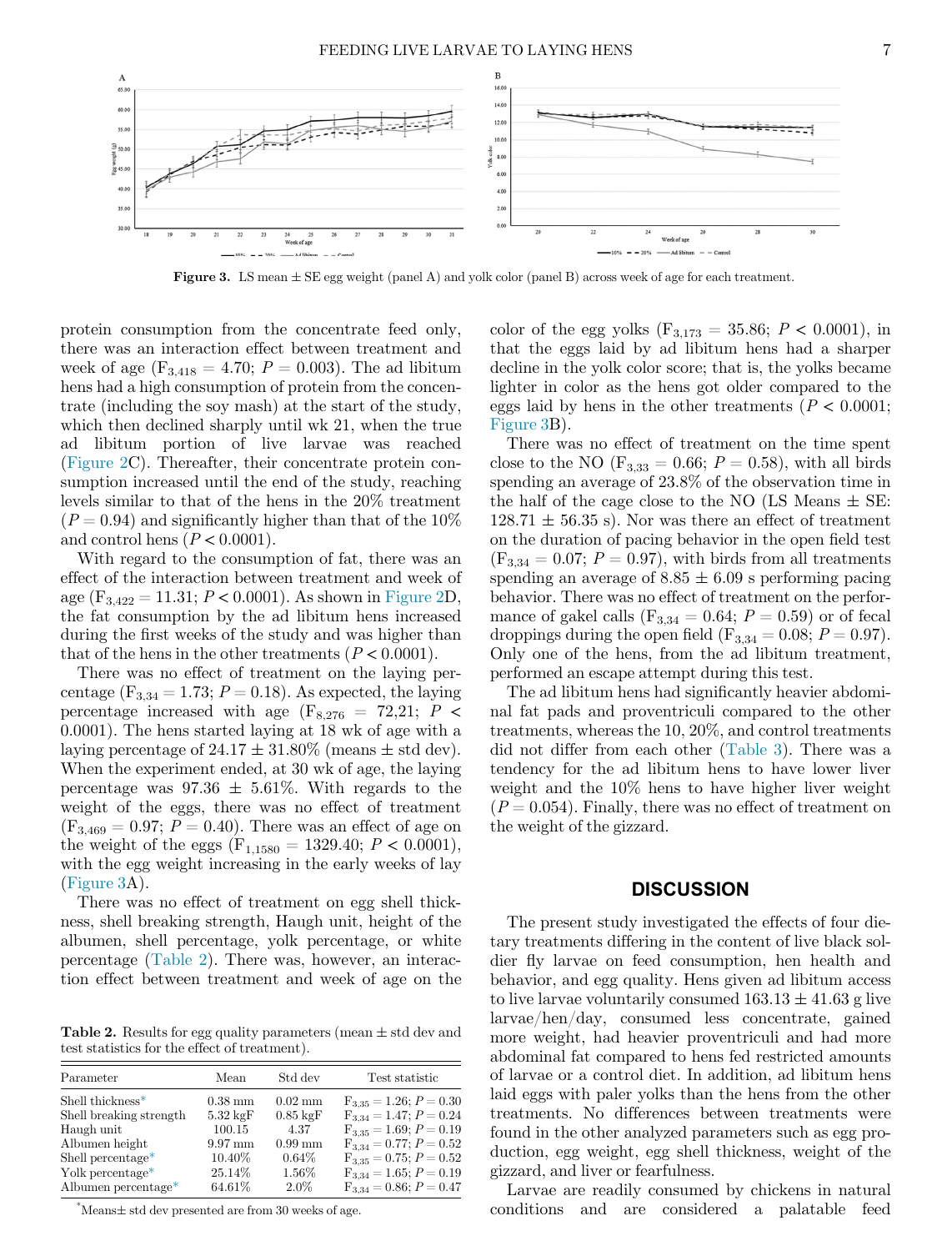**Figure 3.** LS mean ± SE egg weight (panel A) and yolk color (panel B) across week of age for each treatment.

protein consumption from the concentrate feed only, there was an interaction effect between treatment and week of age ($F_{3,418} = 4.70$; $P = 0.003$). The ad libitum hens had a high consumption of protein from the concentrate (including the soy mash) at the start of the study, which then declined sharply until wk 21, when the true ad libitum portion of live larvae was reached (Figure 2C). Thereafter, their concentrate protein consumption increased until the end of the study, reaching levels similar to that of the hens in the 20% treatment ($P = 0.94$) and significantly higher than that of the 10% and control hens ($P < 0.0001$).

With regard to the consumption of fat, there was an effect of the interaction between treatment and week of age ($F_{3,422} = 11.31$; $P < 0.0001$). As shown in Figure 2D, the fat consumption by the ad libitum hens increased during the first weeks of the study and was higher than that of the hens in the other treatments ($P < 0.0001$).

There was no effect of treatment on the laying percentage ($F_{3,34} = 1.73$; $P = 0.18$). As expected, the laying percentage increased with age ($F_{8,276} = 72{,}21$; $P < 0.0001$). The hens started laying at 18 wk of age with a laying percentage of 24.17 ± 31.80% (means ± std dev). When the experiment ended, at 30 wk of age, the laying percentage was 97.36 ± 5.61%. With regards to the weight of the eggs, there was no effect of treatment ($F_{3,469} = 0.97$; $P = 0.40$). There was an effect of age on the weight of the eggs ($F_{1,1580} = 1329.40$; $P < 0.0001$), with the egg weight increasing in the early weeks of lay (Figure 3A).

There was no effect of treatment on egg shell thickness, shell breaking strength, Haugh unit, height of the albumen, shell percentage, yolk percentage, or white percentage (Table 2). There was, however, an interaction effect between treatment and week of age on the color of the egg yolks ($F_{3,173} = 35.86$; $P < 0.0001$), in that the eggs laid by ad libitum hens had a sharper decline in the yolk color score; that is, the yolks became lighter in color as the hens got older compared to the eggs laid by hens in the other treatments ($P < 0.0001$; Figure 3B).

There was no effect of treatment on the time spent close to the NO ($F_{3,33} = 0.66$; $P = 0.58$), with all birds spending an average of 23.8% of the observation time in the half of the cage close to the NO (LS Means ± SE: 128.71 ± 56.35 s). Nor was there an effect of treatment on the duration of pacing behavior in the open field test ($F_{3,34} = 0.07$; $P = 0.97$), with birds from all treatments spending an average of 8.85 ± 6.09 s performing pacing behavior. There was no effect of treatment on the performance of gakel calls ($F_{3,34} = 0.64$; $P = 0.59$) or of fecal droppings during the open field ($F_{3,34} = 0.08$; $P = 0.97$). Only one of the hens, from the ad libitum treatment, performed an escape attempt during this test.

The ad libitum hens had significantly heavier abdominal fat pads and proventriculi compared to the other treatments, whereas the 10, 20%, and control treatments did not differ from each other (Table 3). There was a tendency for the ad libitum hens to have lower liver weight and the 10% hens to have higher liver weight ($P = 0.054$). Finally, there was no effect of treatment on the weight of the gizzard.

**Table 2.** Results for egg quality parameters (mean ± std dev and test statistics for the effect of treatment).

| Parameter | Mean | Std dev | Test statistic |
|---|---|---|---|
| Shell thickness* | 0.38 mm | 0.02 mm | $F_{3,35} = 1.26$; $P = 0.30$ |
| Shell breaking strength | 5.32 kgF | 0.85 kgF | $F_{3,34} = 1.47$; $P = 0.24$ |
| Haugh unit | 100.15 | 4.37 | $F_{3,35} = 1.69$; $P = 0.19$ |
| Albumen height | 9.97 mm | 0.99 mm | $F_{3,34} = 0.77$; $P = 0.52$ |
| Shell percentage* | 10.40% | 0.64% | $F_{3,35} = 0.75$; $P = 0.52$ |
| Yolk percentage* | 25.14% | 1.56% | $F_{3,34} = 1.65$; $P = 0.19$ |
| Albumen percentage* | 64.61% | 2.0% | $F_{3,34} = 0.86$; $P = 0.47$ |

*Means± std dev presented are from 30 weeks of age.

## DISCUSSION

The present study investigated the effects of four dietary treatments differing in the content of live black soldier fly larvae on feed consumption, hen health and behavior, and egg quality. Hens given ad libitum access to live larvae voluntarily consumed 163.13 ± 41.63 g live larvae/hen/day, consumed less concentrate, gained more weight, had heavier proventriculi and had more abdominal fat compared to hens fed restricted amounts of larvae or a control diet. In addition, ad libitum hens laid eggs with paler yolks than the hens from the other treatments. No differences between treatments were found in the other analyzed parameters such as egg production, egg weight, egg shell thickness, weight of the gizzard, and liver or fearfulness.

Larvae are readily consumed by chickens in natural conditions and are considered a palatable feed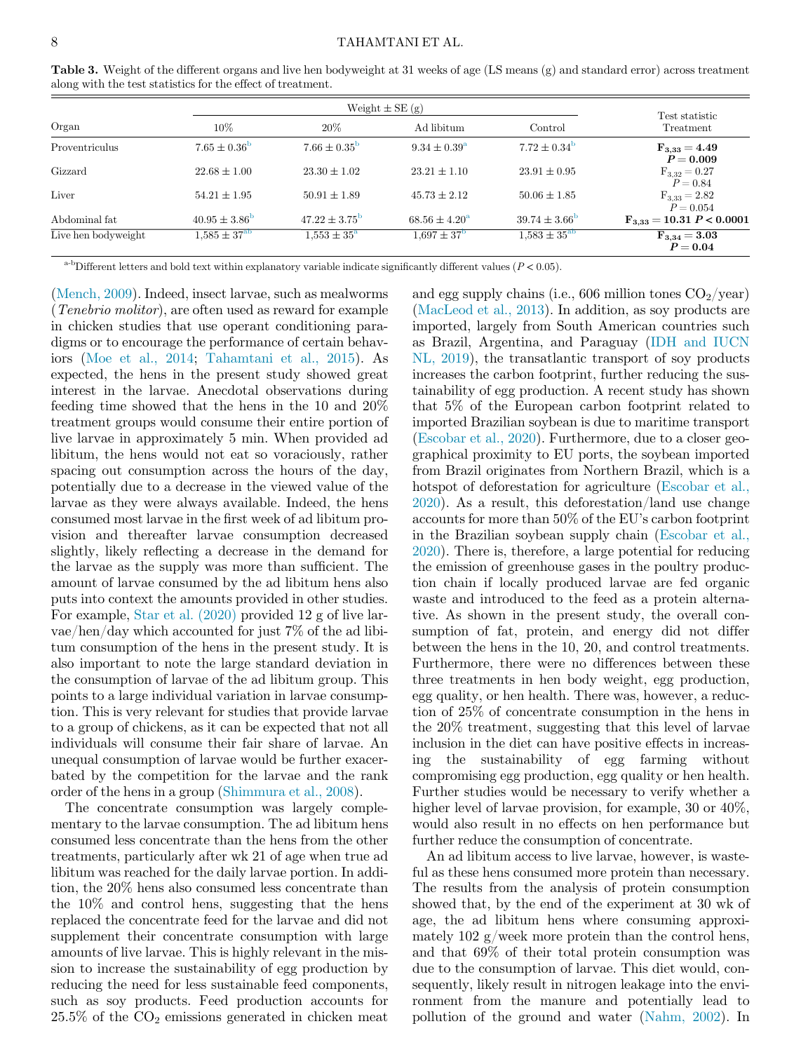**Table 3.** Weight of the different organs and live hen bodyweight at 31 weeks of age (LS means (g) and standard error) across treatment along with the test statistics for the effect of treatment.

| Organ | Weight ± SE (g) | | | | Test statistic Treatment |
|---|---|---|---|---|---|
| | 10% | 20% | Ad libitum | Control | |
| Proventriculus | 7.65 ± 0.36[b] | 7.66 ± 0.35[b] | 9.34 ± 0.39[a] | 7.72 ± 0.34[b] | **$F_{3,33} = 4.49$ $P = 0.009$** |
| Gizzard | 22.68 ± 1.00 | 23.30 ± 1.02 | 23.21 ± 1.10 | 23.91 ± 0.95 | $F_{3,32} = 0.27$ $P = 0.84$ |
| Liver | 54.21 ± 1.95 | 50.91 ± 1.89 | 45.73 ± 2.12 | 50.06 ± 1.85 | $F_{3,33} = 2.82$ $P = 0.054$ |
| Abdominal fat | 40.95 ± 3.86[b] | 47.22 ± 3.75[b] | 68.56 ± 4.20[a] | 39.74 ± 3.66[b] | **$F_{3,33} = 10.31$ $P < 0.0001$** |
| Live hen bodyweight | 1,585 ± 37[ab] | 1,553 ± 35[a] | 1,697 ± 37[b] | 1,583 ± 35[ab] | **$F_{3,34} = 3.03$ $P = 0.04$** |

[a-b]Different letters and bold text within explanatory variable indicate significantly different values ($P < 0.05$).

(Mench, 2009). Indeed, insect larvae, such as mealworms (*Tenebrio molitor*), are often used as reward for example in chicken studies that use operant conditioning paradigms or to encourage the performance of certain behaviors (Moe et al., 2014; Tahamtani et al., 2015). As expected, the hens in the present study showed great interest in the larvae. Anecdotal observations during feeding time showed that the hens in the 10 and 20% treatment groups would consume their entire portion of live larvae in approximately 5 min. When provided ad libitum, the hens would not eat so voraciously, rather spacing out consumption across the hours of the day, potentially due to a decrease in the viewed value of the larvae as they were always available. Indeed, the hens consumed most larvae in the first week of ad libitum provision and thereafter larvae consumption decreased slightly, likely reflecting a decrease in the demand for the larvae as the supply was more than sufficient. The amount of larvae consumed by the ad libitum hens also puts into context the amounts provided in other studies. For example, Star et al. (2020) provided 12 g of live larvae/hen/day which accounted for just 7% of the ad libitum consumption of the hens in the present study. It is also important to note the large standard deviation in the consumption of larvae of the ad libitum group. This points to a large individual variation in larvae consumption. This is very relevant for studies that provide larvae to a group of chickens, as it can be expected that not all individuals will consume their fair share of larvae. An unequal consumption of larvae would be further exacerbated by the competition for the larvae and the rank order of the hens in a group (Shimmura et al., 2008).

The concentrate consumption was largely complementary to the larvae consumption. The ad libitum hens consumed less concentrate than the hens from the other treatments, particularly after wk 21 of age when true ad libitum was reached for the daily larvae portion. In addition, the 20% hens also consumed less concentrate than the 10% and control hens, suggesting that the hens replaced the concentrate feed for the larvae and did not supplement their concentrate consumption with large amounts of live larvae. This is highly relevant in the mission to increase the sustainability of egg production by reducing the need for less sustainable feed components, such as soy products. Feed production accounts for 25.5% of the $CO_2$ emissions generated in chicken meat and egg supply chains (i.e., 606 million tones $CO_2$/year) (MacLeod et al., 2013). In addition, as soy products are imported, largely from South American countries such as Brazil, Argentina, and Paraguay (IDH and IUCN NL, 2019), the transatlantic transport of soy products increases the carbon footprint, further reducing the sustainability of egg production. A recent study has shown that 5% of the European carbon footprint related to imported Brazilian soybean is due to maritime transport (Escobar et al., 2020). Furthermore, due to a closer geographical proximity to EU ports, the soybean imported from Brazil originates from Northern Brazil, which is a hotspot of deforestation for agriculture (Escobar et al., 2020). As a result, this deforestation/land use change accounts for more than 50% of the EU's carbon footprint in the Brazilian soybean supply chain (Escobar et al., 2020). There is, therefore, a large potential for reducing the emission of greenhouse gases in the poultry production chain if locally produced larvae are fed organic waste and introduced to the feed as a protein alternative. As shown in the present study, the overall consumption of fat, protein, and energy did not differ between the hens in the 10, 20, and control treatments. Furthermore, there were no differences between these three treatments in hen body weight, egg production, egg quality, or hen health. There was, however, a reduction of 25% of concentrate consumption in the hens in the 20% treatment, suggesting that this level of larvae inclusion in the diet can have positive effects in increasing the sustainability of egg farming without compromising egg production, egg quality or hen health. Further studies would be necessary to verify whether a higher level of larvae provision, for example, 30 or 40%, would also result in no effects on hen performance but further reduce the consumption of concentrate.

An ad libitum access to live larvae, however, is wasteful as these hens consumed more protein than necessary. The results from the analysis of protein consumption showed that, by the end of the experiment at 30 wk of age, the ad libitum hens where consuming approximately 102 g/week more protein than the control hens, and that 69% of their total protein consumption was due to the consumption of larvae. This diet would, consequently, likely result in nitrogen leakage into the environment from the manure and potentially lead to pollution of the ground and water (Nahm, 2002). In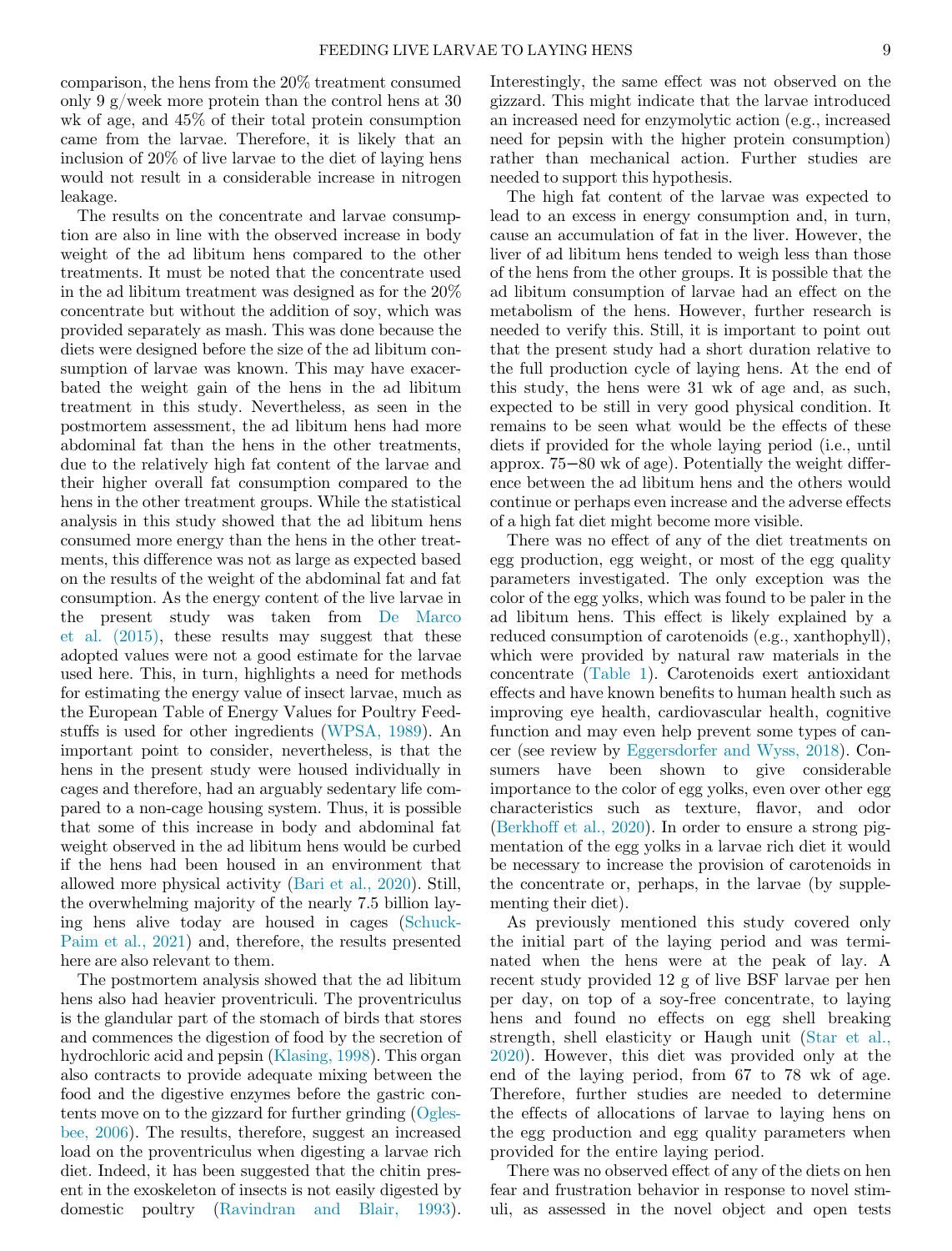comparison, the hens from the 20% treatment consumed only 9 g/week more protein than the control hens at 30 wk of age, and 45% of their total protein consumption came from the larvae. Therefore, it is likely that an inclusion of 20% of live larvae to the diet of laying hens would not result in a considerable increase in nitrogen leakage.

The results on the concentrate and larvae consumption are also in line with the observed increase in body weight of the ad libitum hens compared to the other treatments. It must be noted that the concentrate used in the ad libitum treatment was designed as for the 20% concentrate but without the addition of soy, which was provided separately as mash. This was done because the diets were designed before the size of the ad libitum consumption of larvae was known. This may have exacerbated the weight gain of the hens in the ad libitum treatment in this study. Nevertheless, as seen in the postmortem assessment, the ad libitum hens had more abdominal fat than the hens in the other treatments, due to the relatively high fat content of the larvae and their higher overall fat consumption compared to the hens in the other treatment groups. While the statistical analysis in this study showed that the ad libitum hens consumed more energy than the hens in the other treatments, this difference was not as large as expected based on the results of the weight of the abdominal fat and fat consumption. As the energy content of the live larvae in the present study was taken from De Marco et al. (2015), these results may suggest that these adopted values were not a good estimate for the larvae used here. This, in turn, highlights a need for methods for estimating the energy value of insect larvae, much as the European Table of Energy Values for Poultry Feedstuffs is used for other ingredients (WPSA, 1989). An important point to consider, nevertheless, is that the hens in the present study were housed individually in cages and therefore, had an arguably sedentary life compared to a non-cage housing system. Thus, it is possible that some of this increase in body and abdominal fat weight observed in the ad libitum hens would be curbed if the hens had been housed in an environment that allowed more physical activity (Bari et al., 2020). Still, the overwhelming majority of the nearly 7.5 billion laying hens alive today are housed in cages (Schuck-Paim et al., 2021) and, therefore, the results presented here are also relevant to them.

The postmortem analysis showed that the ad libitum hens also had heavier proventriculi. The proventriculus is the glandular part of the stomach of birds that stores and commences the digestion of food by the secretion of hydrochloric acid and pepsin (Klasing, 1998). This organ also contracts to provide adequate mixing between the food and the digestive enzymes before the gastric contents move on to the gizzard for further grinding (Oglesbee, 2006). The results, therefore, suggest an increased load on the proventriculus when digesting a larvae rich diet. Indeed, it has been suggested that the chitin present in the exoskeleton of insects is not easily digested by domestic poultry (Ravindran and Blair, 1993). Interestingly, the same effect was not observed on the gizzard. This might indicate that the larvae introduced an increased need for enzymolytic action (e.g., increased need for pepsin with the higher protein consumption) rather than mechanical action. Further studies are needed to support this hypothesis.

The high fat content of the larvae was expected to lead to an excess in energy consumption and, in turn, cause an accumulation of fat in the liver. However, the liver of ad libitum hens tended to weigh less than those of the hens from the other groups. It is possible that the ad libitum consumption of larvae had an effect on the metabolism of the hens. However, further research is needed to verify this. Still, it is important to point out that the present study had a short duration relative to the full production cycle of laying hens. At the end of this study, the hens were 31 wk of age and, as such, expected to be still in very good physical condition. It remains to be seen what would be the effects of these diets if provided for the whole laying period (i.e., until approx. 75−80 wk of age). Potentially the weight difference between the ad libitum hens and the others would continue or perhaps even increase and the adverse effects of a high fat diet might become more visible.

There was no effect of any of the diet treatments on egg production, egg weight, or most of the egg quality parameters investigated. The only exception was the color of the egg yolks, which was found to be paler in the ad libitum hens. This effect is likely explained by a reduced consumption of carotenoids (e.g., xanthophyll), which were provided by natural raw materials in the concentrate (Table 1). Carotenoids exert antioxidant effects and have known benefits to human health such as improving eye health, cardiovascular health, cognitive function and may even help prevent some types of cancer (see review by Eggersdorfer and Wyss, 2018). Consumers have been shown to give considerable importance to the color of egg yolks, even over other egg characteristics such as texture, flavor, and odor (Berkhoff et al., 2020). In order to ensure a strong pigmentation of the egg yolks in a larvae rich diet it would be necessary to increase the provision of carotenoids in the concentrate or, perhaps, in the larvae (by supplementing their diet).

As previously mentioned this study covered only the initial part of the laying period and was terminated when the hens were at the peak of lay. A recent study provided 12 g of live BSF larvae per hen per day, on top of a soy-free concentrate, to laying hens and found no effects on egg shell breaking strength, shell elasticity or Haugh unit (Star et al., 2020). However, this diet was provided only at the end of the laying period, from 67 to 78 wk of age. Therefore, further studies are needed to determine the effects of allocations of larvae to laying hens on the egg production and egg quality parameters when provided for the entire laying period.

There was no observed effect of any of the diets on hen fear and frustration behavior in response to novel stimuli, as assessed in the novel object and open tests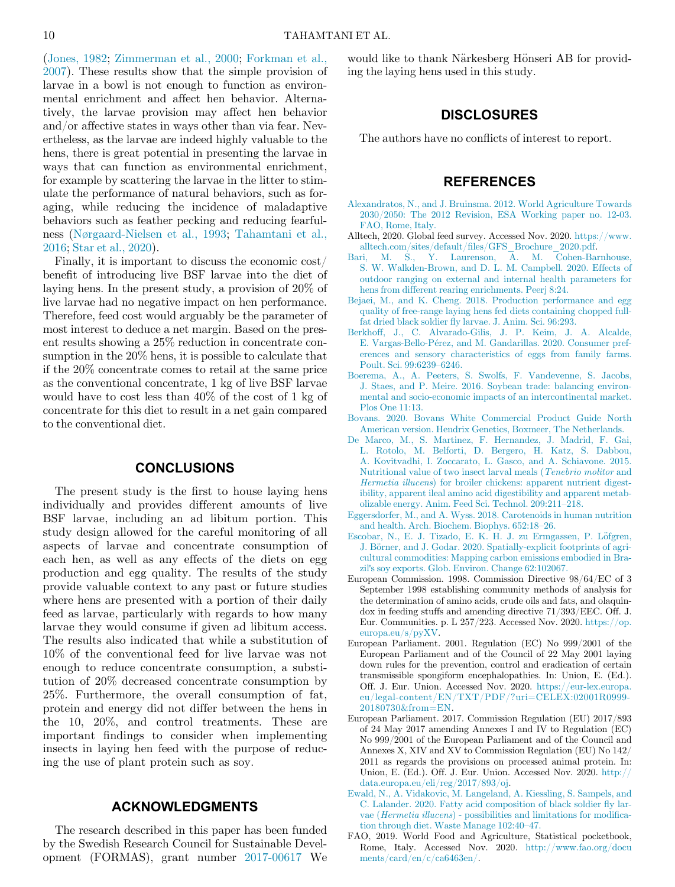(Jones, 1982; Zimmerman et al., 2000; Forkman et al., 2007). These results show that the simple provision of larvae in a bowl is not enough to function as environmental enrichment and affect hen behavior. Alternatively, the larvae provision may affect hen behavior and/or affective states in ways other than via fear. Nevertheless, as the larvae are indeed highly valuable to the hens, there is great potential in presenting the larvae in ways that can function as environmental enrichment, for example by scattering the larvae in the litter to stimulate the performance of natural behaviors, such as foraging, while reducing the incidence of maladaptive behaviors such as feather pecking and reducing fearfulness (Nørgaard-Nielsen et al., 1993; Tahamtani et al., 2016; Star et al., 2020).

Finally, it is important to discuss the economic cost/benefit of introducing live BSF larvae into the diet of laying hens. In the present study, a provision of 20% of live larvae had no negative impact on hen performance. Therefore, feed cost would arguably be the parameter of most interest to deduce a net margin. Based on the present results showing a 25% reduction in concentrate consumption in the 20% hens, it is possible to calculate that if the 20% concentrate comes to retail at the same price as the conventional concentrate, 1 kg of live BSF larvae would have to cost less than 40% of the cost of 1 kg of concentrate for this diet to result in a net gain compared to the conventional diet.

## CONCLUSIONS

The present study is the first to house laying hens individually and provides different amounts of live BSF larvae, including an ad libitum portion. This study design allowed for the careful monitoring of all aspects of larvae and concentrate consumption of each hen, as well as any effects of the diets on egg production and egg quality. The results of the study provide valuable context to any past or future studies where hens are presented with a portion of their daily feed as larvae, particularly with regards to how many larvae they would consume if given ad libitum access. The results also indicated that while a substitution of 10% of the conventional feed for live larvae was not enough to reduce concentrate consumption, a substitution of 20% decreased concentrate consumption by 25%. Furthermore, the overall consumption of fat, protein and energy did not differ between the hens in the 10, 20%, and control treatments. These are important findings to consider when implementing insects in laying hen feed with the purpose of reducing the use of plant protein such as soy.

## ACKNOWLEDGMENTS

The research described in this paper has been funded by the Swedish Research Council for Sustainable Development (FORMAS), grant number 2017-00617 We would like to thank Närkesberg Hönseri AB for providing the laying hens used in this study.

## DISCLOSURES

The authors have no conflicts of interest to report.

## REFERENCES

Alexandratos, N., and J. Bruinsma. 2012. World Agriculture Towards 2030/2050: The 2012 Revision, ESA Working paper no. 12-03. FAO, Rome, Italy.

Alltech, 2020. Global feed survey. Accessed Nov. 2020. https://www.alltech.com/sites/default/files/GFS_Brochure_2020.pdf.

Bari, M. S., Y. Laurenson, A. M. Cohen-Barnhouse, S. W. Walkden-Brown, and D. L. M. Campbell. 2020. Effects of outdoor ranging on external and internal health parameters for hens from different rearing enrichments. Peerj 8:24.

Bejaei, M., and K. Cheng. 2018. Production performance and egg quality of free-range laying hens fed diets containing chopped full-fat dried black soldier fly larvae. J. Anim. Sci. 96:293.

Berkhoff, J., C. Alvarado-Gilis, J. P. Keim, J. A. Alcalde, E. Vargas-Bello-Pérez, and M. Gandarillas. 2020. Consumer preferences and sensory characteristics of eggs from family farms. Poult. Sci. 99:6239–6246.

Boerema, A., A. Peeters, S. Swolfs, F. Vandevenne, S. Jacobs, J. Staes, and P. Meire. 2016. Soybean trade: balancing environmental and socio-economic impacts of an intercontinental market. Plos One 11:13.

Bovans. 2020. Bovans White Commercial Product Guide North American version. Hendrix Genetics, Boxmeer, The Netherlands.

De Marco, M., S. Martinez, F. Hernandez, J. Madrid, F. Gai, L. Rotolo, M. Belforti, D. Bergero, H. Katz, S. Dabbou, A. Kovitvadhi, I. Zoccarato, L. Gasco, and A. Schiavone. 2015. Nutritional value of two insect larval meals (*Tenebrio molitor* and *Hermetia illucens*) for broiler chickens: apparent nutrient digestibility, apparent ileal amino acid digestibility and apparent metabolizable energy. Anim. Feed Sci. Technol. 209:211–218.

Eggersdorfer, M., and A. Wyss. 2018. Carotenoids in human nutrition and health. Arch. Biochem. Biophys. 652:18–26.

Escobar, N., E. J. Tizado, E. K. H. J. zu Ermgassen, P. Löfgren, J. Börner, and J. Godar. 2020. Spatially-explicit footprints of agricultural commodities: Mapping carbon emissions embodied in Brazil's soy exports. Glob. Environ. Change 62:102067.

European Commission. 1998. Commission Directive 98/64/EC of 3 September 1998 establishing community methods of analysis for the determination of amino acids, crude oils and fats, and olaquindox in feeding stuffs and amending directive 71/393/EEC. Off. J. Eur. Communities. p. L 257/223. Accessed Nov. 2020. https://op.europa.eu/s/pyXV.

European Parliament. 2001. Regulation (EC) No 999/2001 of the European Parliament and of the Council of 22 May 2001 laying down rules for the prevention, control and eradication of certain transmissible spongiform encephalopathies. In: Union, E. (Ed.). Off. J. Eur. Union. Accessed Nov. 2020. https://eur-lex.europa.eu/legal-content/EN/TXT/PDF/?uri=CELEX:02001R0999-20180730&from=EN.

European Parliament. 2017. Commission Regulation (EU) 2017/893 of 24 May 2017 amending Annexes I and IV to Regulation (EC) No 999/2001 of the European Parliament and of the Council and Annexes X, XIV and XV to Commission Regulation (EU) No 142/2011 as regards the provisions on processed animal protein. In: Union, E. (Ed.). Off. J. Eur. Union. Accessed Nov. 2020. http://data.europa.eu/eli/reg/2017/893/oj.

Ewald, N., A. Vidakovic, M. Langeland, A. Kiessling, S. Sampels, and C. Lalander. 2020. Fatty acid composition of black soldier fly larvae (*Hermetia illucens*) - possibilities and limitations for modification through diet. Waste Manage 102:40–47.

FAO, 2019. World Food and Agriculture, Statistical pocketbook, Rome, Italy. Accessed Nov. 2020. http://www.fao.org/documents/card/en/c/ca6463en/.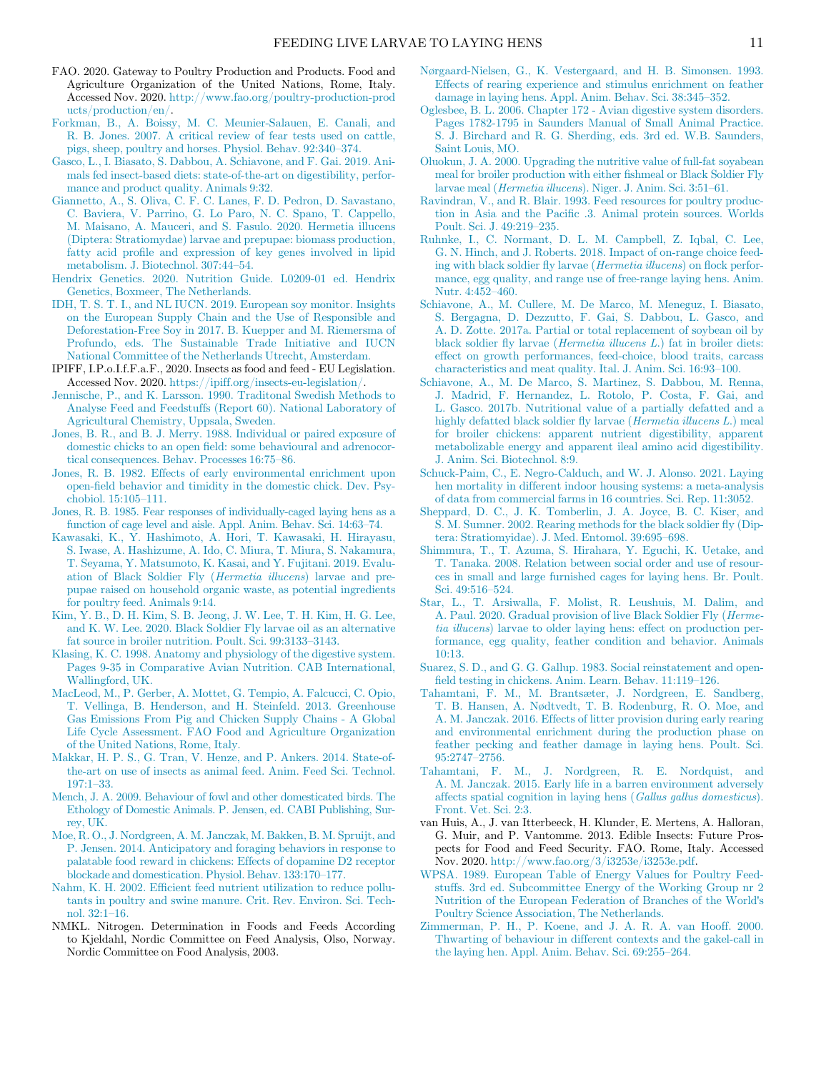FAO. 2020. Gateway to Poultry Production and Products. Food and Agriculture Organization of the United Nations, Rome, Italy. Accessed Nov. 2020. http://www.fao.org/poultry-production-products/production/en/.

Forkman, B., A. Boissy, M. C. Meunier-Salauen, E. Canali, and R. B. Jones. 2007. A critical review of fear tests used on cattle, pigs, sheep, poultry and horses. Physiol. Behav. 92:340–374.

Gasco, L., I. Biasato, S. Dabbou, A. Schiavone, and F. Gai. 2019. Animals fed insect-based diets: state-of-the-art on digestibility, performance and product quality. Animals 9:32.

Giannetto, A., S. Oliva, C. F. C. Lanes, F. D. Pedron, D. Savastano, C. Baviera, V. Parrino, G. Lo Paro, N. C. Spano, T. Cappello, M. Maisano, A. Mauceri, and S. Fasulo. 2020. Hermetia illucens (Diptera: Stratiomydae) larvae and prepupae: biomass production, fatty acid profile and expression of key genes involved in lipid metabolism. J. Biotechnol. 307:44–54.

Hendrix Genetics. 2020. Nutrition Guide. L0209-01 ed. Hendrix Genetics, Boxmeer, The Netherlands.

IDH, T. S. T. I., and NL IUCN. 2019. European soy monitor. Insights on the European Supply Chain and the Use of Responsible and Deforestation-Free Soy in 2017. B. Kuepper and M. Riemersma of Profundo, eds. The Sustainable Trade Initiative and IUCN National Committee of the Netherlands Utrecht, Amsterdam.

IPIFF, I.P.o.I.f.F.a.F., 2020. Insects as food and feed - EU Legislation. Accessed Nov. 2020. https://ipiff.org/insects-eu-legislation/.

Jennische, P., and K. Larsson. 1990. Traditonal Swedish Methods to Analyse Feed and Feedstuffs (Report 60). National Laboratory of Agricultural Chemistry, Uppsala, Sweden.

Jones, B. R., and B. J. Merry. 1988. Individual or paired exposure of domestic chicks to an open field: some behavioural and adrenocortical consequences. Behav. Processes 16:75–86.

Jones, R. B. 1982. Effects of early environmental enrichment upon open-field behavior and timidity in the domestic chick. Dev. Psychobiol. 15:105–111.

Jones, R. B. 1985. Fear responses of individually-caged laying hens as a function of cage level and aisle. Appl. Anim. Behav. Sci. 14:63–74.

Kawasaki, K., Y. Hashimoto, A. Hori, T. Kawasaki, H. Hirayasu, S. Iwase, A. Hashizume, A. Ido, C. Miura, T. Miura, S. Nakamura, T. Seyama, Y. Matsumoto, K. Kasai, and Y. Fujitani. 2019. Evaluation of Black Soldier Fly (*Hermetia illucens*) larvae and prepupae raised on household organic waste, as potential ingredients for poultry feed. Animals 9:14.

Kim, Y. B., D. H. Kim, S. B. Jeong, J. W. Lee, T. H. Kim, H. G. Lee, and K. W. Lee. 2020. Black Soldier Fly larvae oil as an alternative fat source in broiler nutrition. Poult. Sci. 99:3133–3143.

Klasing, K. C. 1998. Anatomy and physiology of the digestive system. Pages 9-35 in Comparative Avian Nutrition. CAB International, Wallingford, UK.

MacLeod, M., P. Gerber, A. Mottet, G. Tempio, A. Falcucci, C. Opio, T. Vellinga, B. Henderson, and H. Steinfeld. 2013. Greenhouse Gas Emissions From Pig and Chicken Supply Chains - A Global Life Cycle Assessment. FAO Food and Agriculture Organization of the United Nations, Rome, Italy.

Makkar, H. P. S., G. Tran, V. Henze, and P. Ankers. 2014. State-of-the-art on use of insects as animal feed. Anim. Feed Sci. Technol. 197:1–33.

Mench, J. A. 2009. Behaviour of fowl and other domesticated birds. The Ethology of Domestic Animals. P. Jensen, ed. CABI Publishing, Surrey, UK.

Moe, R. O., J. Nordgreen, A. M. Janczak, M. Bakken, B. M. Spruijt, and P. Jensen. 2014. Anticipatory and foraging behaviors in response to palatable food reward in chickens: Effects of dopamine D2 receptor blockade and domestication. Physiol. Behav. 133:170–177.

Nahm, K. H. 2002. Efficient feed nutrient utilization to reduce pollutants in poultry and swine manure. Crit. Rev. Environ. Sci. Technol. 32:1–16.

NMKL. Nitrogen. Determination in Foods and Feeds According to Kjeldahl, Nordic Committee on Feed Analysis, Olso, Norway. Nordic Committee on Food Analysis, 2003.

Nørgaard-Nielsen, G., K. Vestergaard, and H. B. Simonsen. 1993. Effects of rearing experience and stimulus enrichment on feather damage in laying hens. Appl. Anim. Behav. Sci. 38:345–352.

Oglesbee, B. L. 2006. Chapter 172 - Avian digestive system disorders. Pages 1782-1795 in Saunders Manual of Small Animal Practice. S. J. Birchard and R. G. Sherding, eds. 3rd ed. W.B. Saunders, Saint Louis, MO.

Oluokun, J. A. 2000. Upgrading the nutritive value of full-fat soyabean meal for broiler production with either fishmeal or Black Soldier Fly larvae meal (*Hermetia illucens*). Niger. J. Anim. Sci. 3:51–61.

Ravindran, V., and R. Blair. 1993. Feed resources for poultry production in Asia and the Pacific .3. Animal protein sources. Worlds Poult. Sci. J. 49:219–235.

Ruhnke, I., C. Normant, D. L. M. Campbell, Z. Iqbal, C. Lee, G. N. Hinch, and J. Roberts. 2018. Impact of on-range choice feeding with black soldier fly larvae (*Hermetia illucens*) on flock performance, egg quality, and range use of free-range laying hens. Anim. Nutr. 4:452–460.

Schiavone, A., M. Cullere, M. De Marco, M. Meneguz, I. Biasato, S. Bergagna, D. Dezzutto, F. Gai, S. Dabbou, L. Gasco, and A. D. Zotte. 2017a. Partial or total replacement of soybean oil by black soldier fly larvae (*Hermetia illucens L.*) fat in broiler diets: effect on growth performances, feed-choice, blood traits, carcass characteristics and meat quality. Ital. J. Anim. Sci. 16:93–100.

Schiavone, A., M. De Marco, S. Martinez, S. Dabbou, M. Renna, J. Madrid, F. Hernandez, L. Rotolo, P. Costa, F. Gai, and L. Gasco. 2017b. Nutritional value of a partially defatted and a highly defatted black soldier fly larvae (*Hermetia illucens L.*) meal for broiler chickens: apparent nutrient digestibility, apparent metabolizable energy and apparent ileal amino acid digestibility. J. Anim. Sci. Biotechnol. 8:9.

Schuck-Paim, C., E. Negro-Calduch, and W. J. Alonso. 2021. Laying hen mortality in different indoor housing systems: a meta-analysis of data from commercial farms in 16 countries. Sci. Rep. 11:3052.

Sheppard, D. C., J. K. Tomberlin, J. A. Joyce, B. C. Kiser, and S. M. Sumner. 2002. Rearing methods for the black soldier fly (Diptera: Stratiomyidae). J. Med. Entomol. 39:695–698.

Shimmura, T., T. Azuma, S. Hirahara, Y. Eguchi, K. Uetake, and T. Tanaka. 2008. Relation between social order and use of resources in small and large furnished cages for laying hens. Br. Poult. Sci. 49:516–524.

Star, L., T. Arsiwalla, F. Molist, R. Leushuis, M. Dalim, and A. Paul. 2020. Gradual provision of live Black Soldier Fly (*Hermetia illucens*) larvae to older laying hens: effect on production performance, egg quality, feather condition and behavior. Animals 10:13.

Suarez, S. D., and G. G. Gallup. 1983. Social reinstatement and open-field testing in chickens. Anim. Learn. Behav. 11:119–126.

Tahamtani, F. M., M. Brantsæter, J. Nordgreen, E. Sandberg, T. B. Hansen, A. Nødtvedt, T. B. Rodenburg, R. O. Moe, and A. M. Janczak. 2016. Effects of litter provision during early rearing and environmental enrichment during the production phase on feather pecking and feather damage in laying hens. Poult. Sci. 95:2747–2756.

Tahamtani, F. M., J. Nordgreen, R. E. Nordquist, and A. M. Janczak. 2015. Early life in a barren environment adversely affects spatial cognition in laying hens (*Gallus gallus domesticus*). Front. Vet. Sci. 2:3.

van Huis, A., J. van Itterbeeck, H. Klunder, E. Mertens, A. Halloran, G. Muir, and P. Vantomme. 2013. Edible Insects: Future Prospects for Food and Feed Security. FAO. Rome, Italy. Accessed Nov. 2020. http://www.fao.org/3/i3253e/i3253e.pdf.

WPSA. 1989. European Table of Energy Values for Poultry Feedstuffs. 3rd ed. Subcommittee Energy of the Working Group nr 2 Nutrition of the European Federation of Branches of the World's Poultry Science Association, The Netherlands.

Zimmerman, P. H., P. Koene, and J. A. R. A. van Hooff. 2000. Thwarting of behaviour in different contexts and the gakel-call in the laying hen. Appl. Anim. Behav. Sci. 69:255–264.